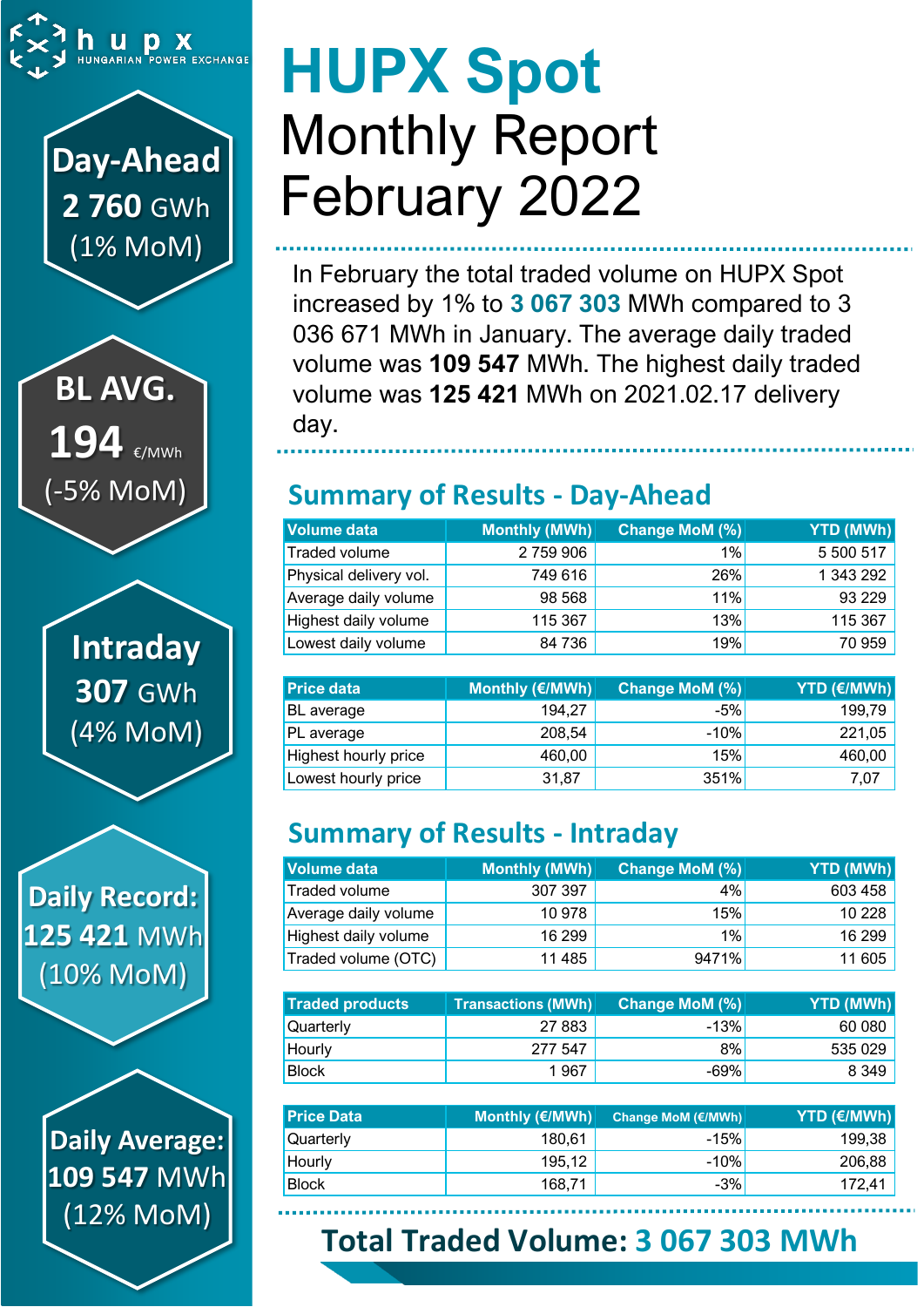hupx HUNGARIAN POWER EXCHANGE

**Day-Ahead**
**2 760** GWh
(1% MoM)

**BL AVG.**
**194** €/MWh
(-5% MoM)

**Intraday**
**307** GWh
(4% MoM)

**Daily Record:**
**125 421** MWh
(10% MoM)

**Daily Average:**
**109 547** MWh
(12% MoM)

# HUPX Spot
# Monthly Report
# February 2022

In February the total traded volume on HUPX Spot increased by 1% to **3 067 303** MWh compared to 3 036 671 MWh in January. The average daily traded volume was **109 547** MWh. The highest daily traded volume was **125 421** MWh on 2021.02.17 delivery day.

## Summary of Results - Day-Ahead

| Volume data | Monthly (MWh) | Change MoM (%) | YTD (MWh) |
|---|---|---|---|
| Traded volume | 2 759 906 | 1% | 5 500 517 |
| Physical delivery vol. | 749 616 | 26% | 1 343 292 |
| Average daily volume | 98 568 | 11% | 93 229 |
| Highest daily volume | 115 367 | 13% | 115 367 |
| Lowest daily volume | 84 736 | 19% | 70 959 |

| Price data | Monthly (€/MWh) | Change MoM (%) | YTD (€/MWh) |
|---|---|---|---|
| BL average | 194,27 | -5% | 199,79 |
| PL average | 208,54 | -10% | 221,05 |
| Highest hourly price | 460,00 | 15% | 460,00 |
| Lowest hourly price | 31,87 | 351% | 7,07 |

## Summary of Results - Intraday

| Volume data | Monthly (MWh) | Change MoM (%) | YTD (MWh) |
|---|---|---|---|
| Traded volume | 307 397 | 4% | 603 458 |
| Average daily volume | 10 978 | 15% | 10 228 |
| Highest daily volume | 16 299 | 1% | 16 299 |
| Traded volume (OTC) | 11 485 | 9471% | 11 605 |

| Traded products | Transactions (MWh) | Change MoM (%) | YTD (MWh) |
|---|---|---|---|
| Quarterly | 27 883 | -13% | 60 080 |
| Hourly | 277 547 | 8% | 535 029 |
| Block | 1 967 | -69% | 8 349 |

| Price Data | Monthly (€/MWh) | Change MoM (€/MWh) | YTD (€/MWh) |
|---|---|---|---|
| Quarterly | 180,61 | -15% | 199,38 |
| Hourly | 195,12 | -10% | 206,88 |
| Block | 168,71 | -3% | 172,41 |

## Total Traded Volume: 3 067 303 MWh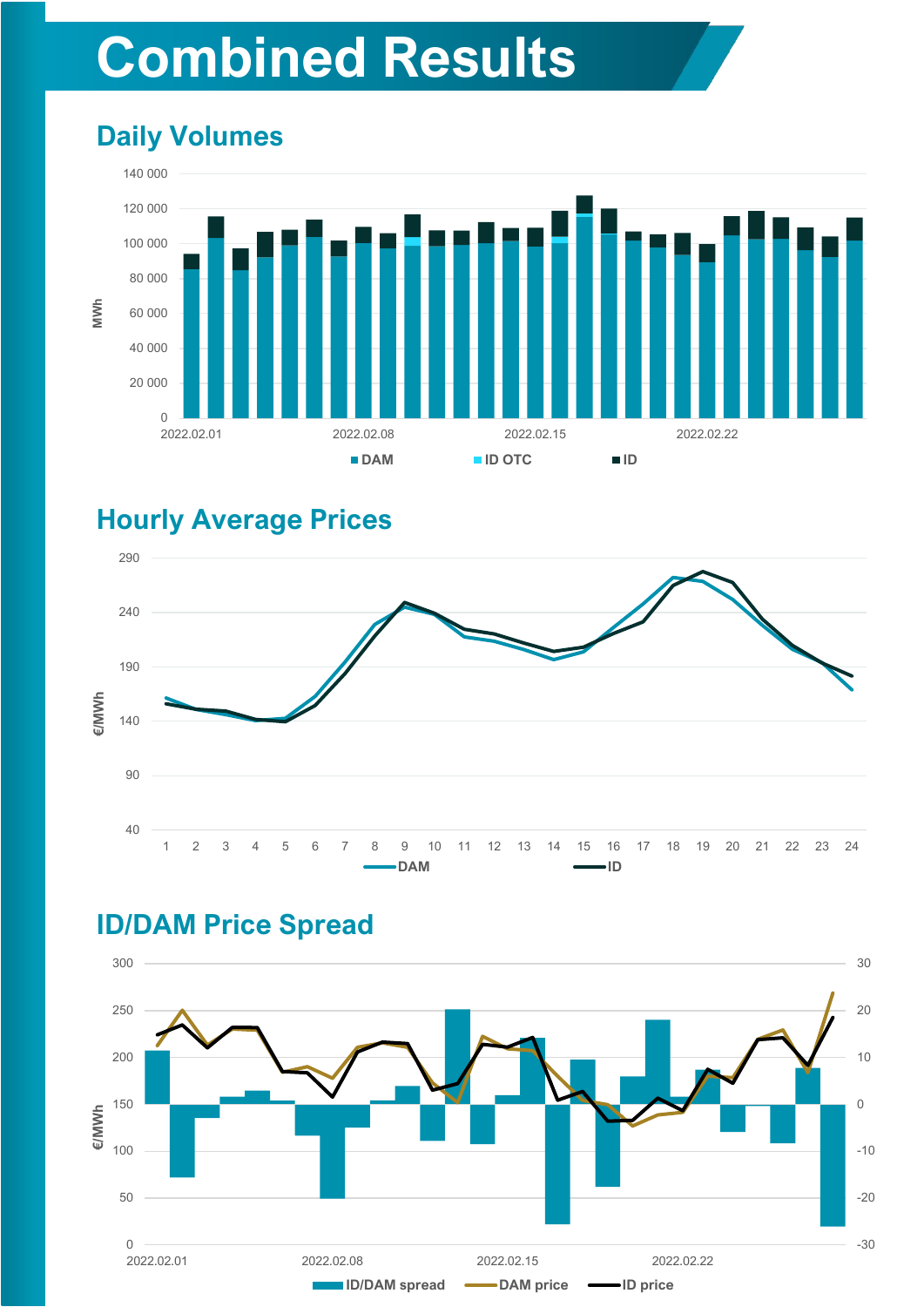# Combined Results

## Daily Volumes

MWh

140 000
120 000
100 000
80 000
60 000
40 000
20 000
0

2022.02.01 2022.02.08 2022.02.15 2022.02.22

DAM ID OTC ID

## Hourly Average Prices

€/MWh

290
240
190
140
90
40

1 2 3 4 5 6 7 8 9 10 11 12 13 14 15 16 17 18 19 20 21 22 23 24

DAM ID

## ID/DAM Price Spread

€/MWh

300
250
200
150
100
50
0

30
20
10
0
-10
-20
-30

2022.02.01 2022.02.08 2022.02.15 2022.02.22

ID/DAM spread DAM price ID price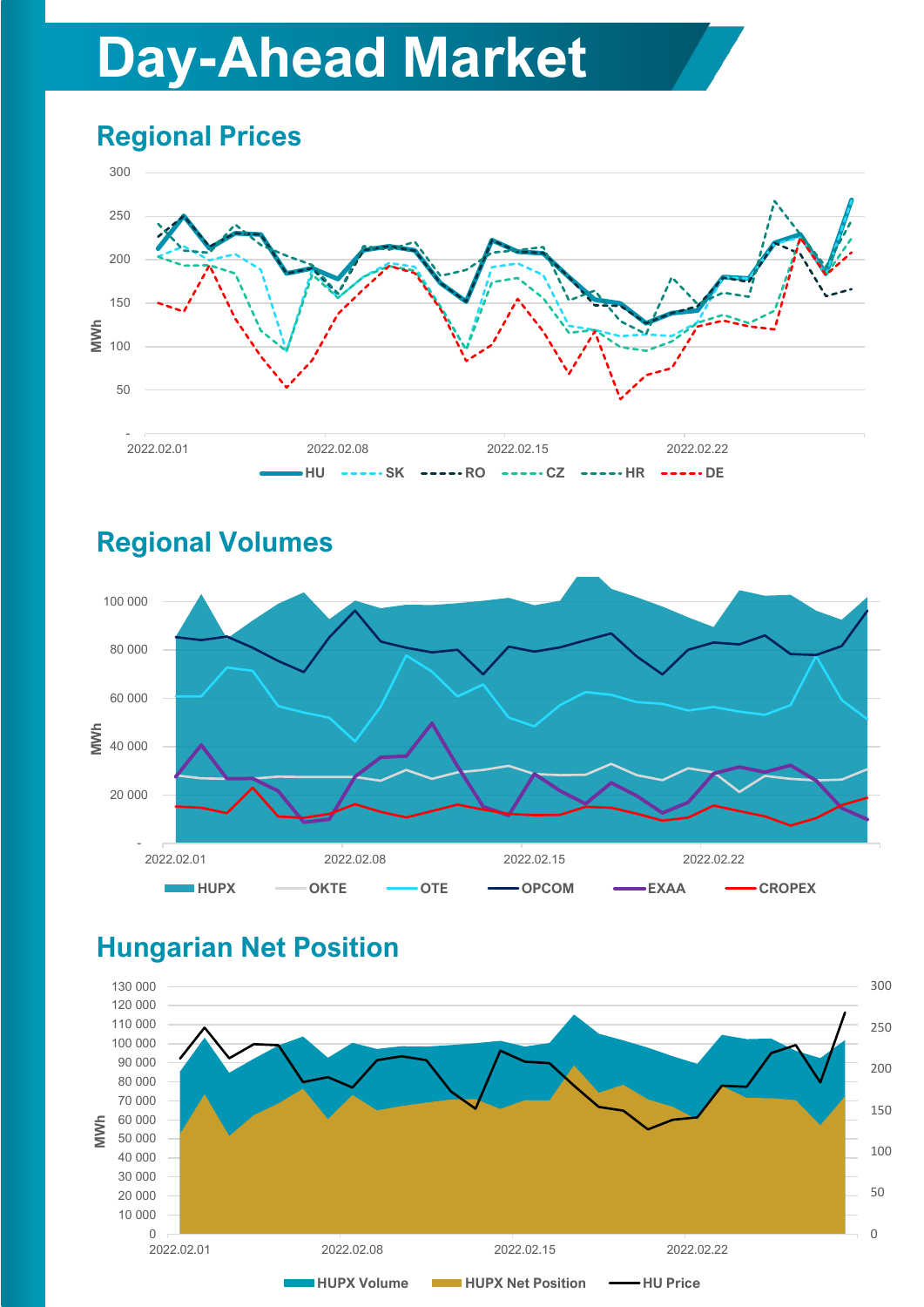# Day-Ahead Market

## Regional Prices

300

250

200

150

100

50

-

MWh

2022.02.01 2022.02.08 2022.02.15 2022.02.22

HU SK RO CZ HR DE

## Regional Volumes

100 000

80 000

60 000

40 000

20 000

-

MWh

2022.02.01 2022.02.08 2022.02.15 2022.02.22

HUPX OKTE OTE OPCOM EXAA CROPEX

## Hungarian Net Position

130 000
120 000
110 000
100 000
90 000
80 000
70 000
60 000
50 000
40 000
30 000
20 000
10 000
0

MWh

300
250
200
150
100
50
0

2022.02.01 2022.02.08 2022.02.15 2022.02.22

HUPX Volume HUPX Net Position HU Price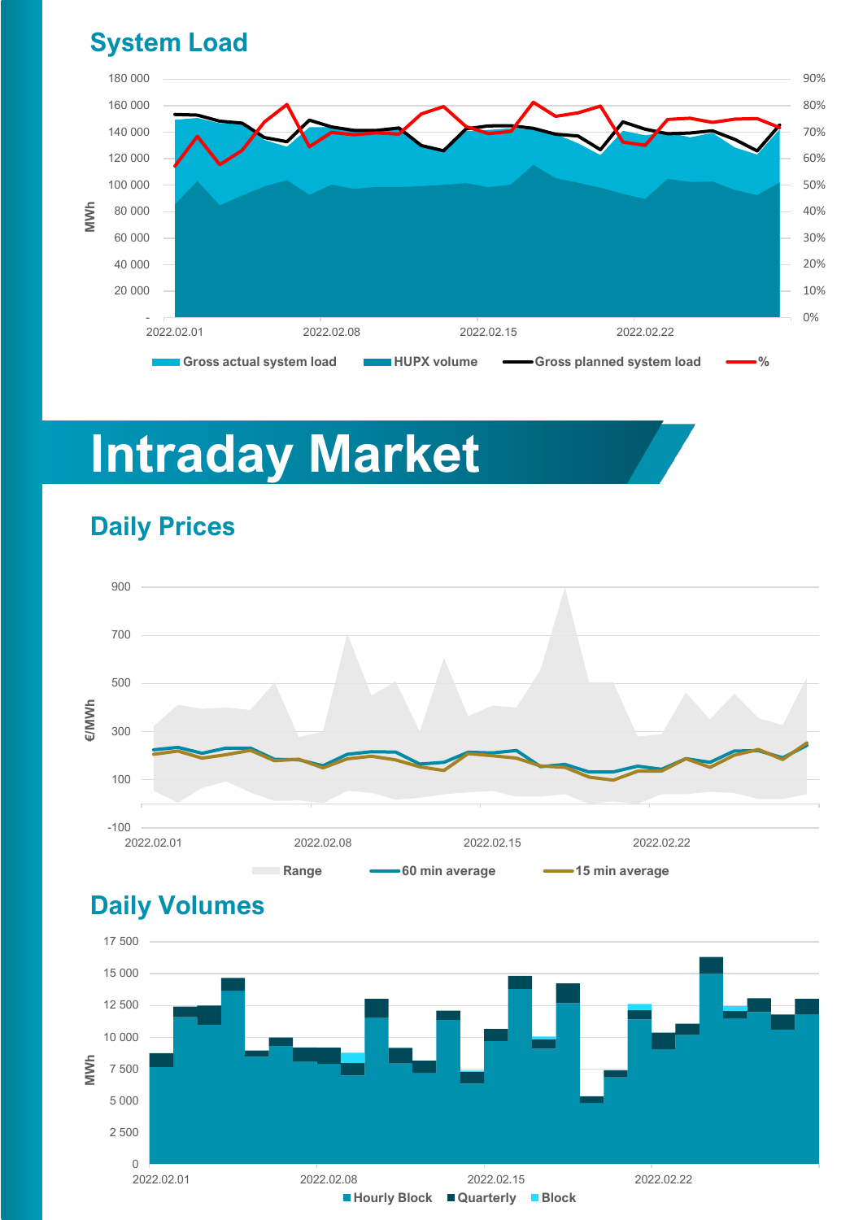## System Load

180 000
160 000
140 000
120 000
100 000
80 000
60 000
40 000
20 000
-

MWh

90%
80%
70%
60%
50%
40%
30%
20%
10%
0%

2022.02.01 2022.02.08 2022.02.15 2022.02.22

Gross actual system load | HUPX volume | Gross planned system load | %

# Intraday Market

## Daily Prices

900
700
500
300
100
-100

€/MWh

2022.02.01 2022.02.08 2022.02.15 2022.02.22

Range | 60 min average | 15 min average

## Daily Volumes

17 500
15 000
12 500
10 000
7 500
5 000
2 500
0

MWh

2022.02.01 2022.02.08 2022.02.15 2022.02.22

Hourly Block | Quarterly | Block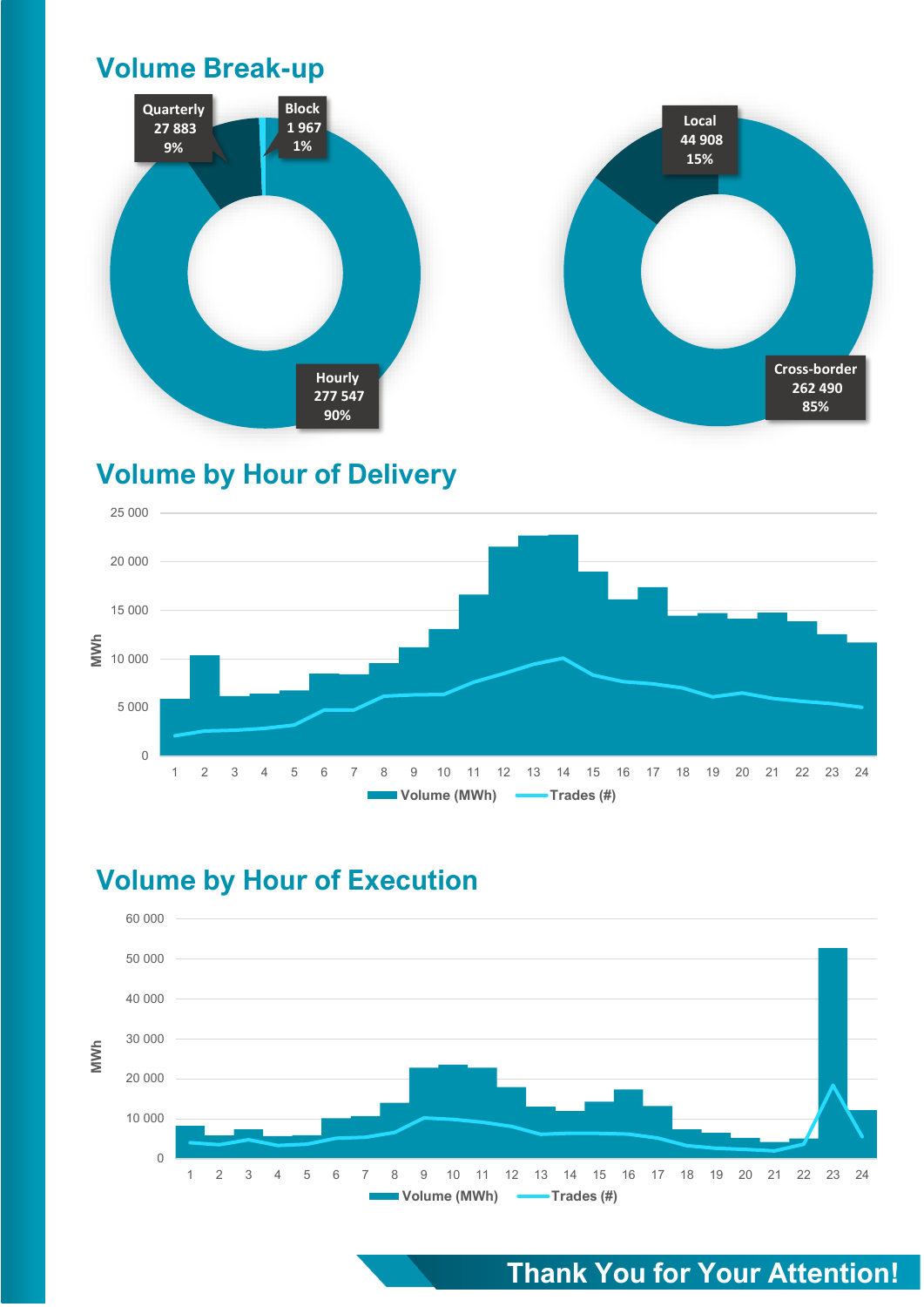## Volume Break-up

Quarterly
27 883
9%

Block
1 967
1%

Hourly
277 547
90%

Local
44 908
15%

Cross-border
262 490
85%

## Volume by Hour of Delivery

25 000
20 000
15 000
10 000
5 000
0

MWh

1 2 3 4 5 6 7 8 9 10 11 12 13 14 15 16 17 18 19 20 21 22 23 24

Volume (MWh) Trades (#)

## Volume by Hour of Execution

60 000
50 000
40 000
30 000
20 000
10 000
0

MWh

1 2 3 4 5 6 7 8 9 10 11 12 13 14 15 16 17 18 19 20 21 22 23 24

Volume (MWh) Trades (#)

**Thank You for Your Attention!**